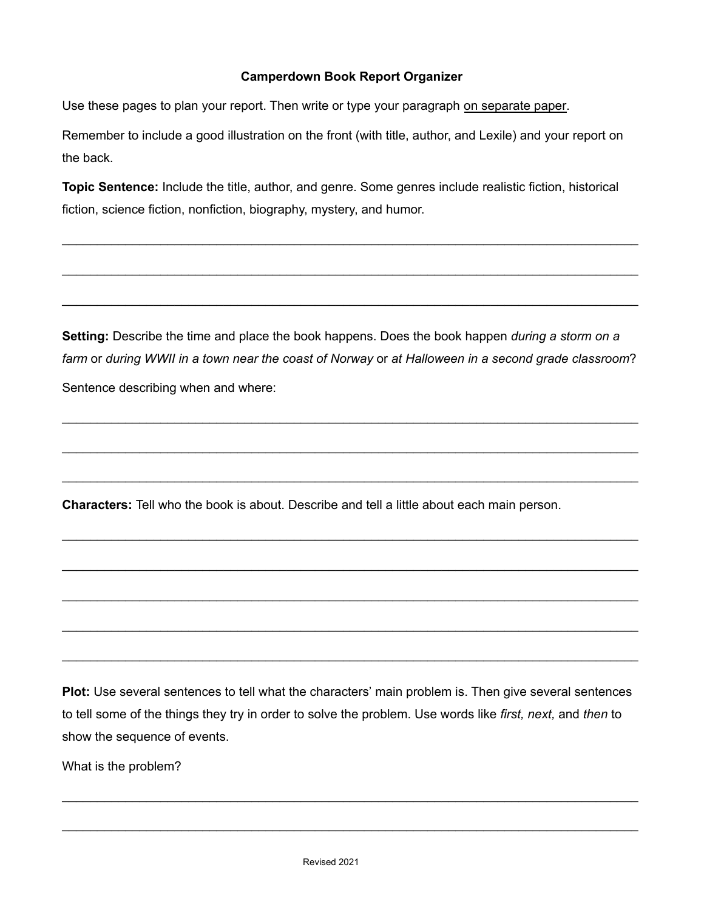# Camperdown Book Report Organizer

Use these pages to plan your report. Then write or type your paragraph <u>on separate paper</u>.

Remember to include a good illustration on the front (with title, author, and Lexile) and your report on the back.

**Topic Sentence:** Include the title, author, and genre. Some genres include realistic fiction, historical fiction, science fiction, nonfiction, biography, mystery, and humor.

_______________________________________________________________________________

_______________________________________________________________________________

_______________________________________________________________________________

**Setting:** Describe the time and place the book happens. Does the book happen *during a storm on a farm* or *during WWII in a town near the coast of Norway* or *at Halloween in a second grade classroom*?

Sentence describing when and where:

_______________________________________________________________________________

_______________________________________________________________________________

_______________________________________________________________________________

**Characters:** Tell who the book is about. Describe and tell a little about each main person.

_______________________________________________________________________________

_______________________________________________________________________________

_______________________________________________________________________________

_______________________________________________________________________________

_______________________________________________________________________________

**Plot:** Use several sentences to tell what the characters' main problem is. Then give several sentences to tell some of the things they try in order to solve the problem. Use words like *first, next,* and *then* to show the sequence of events.

What is the problem?

_______________________________________________________________________________

_______________________________________________________________________________

Revised 2021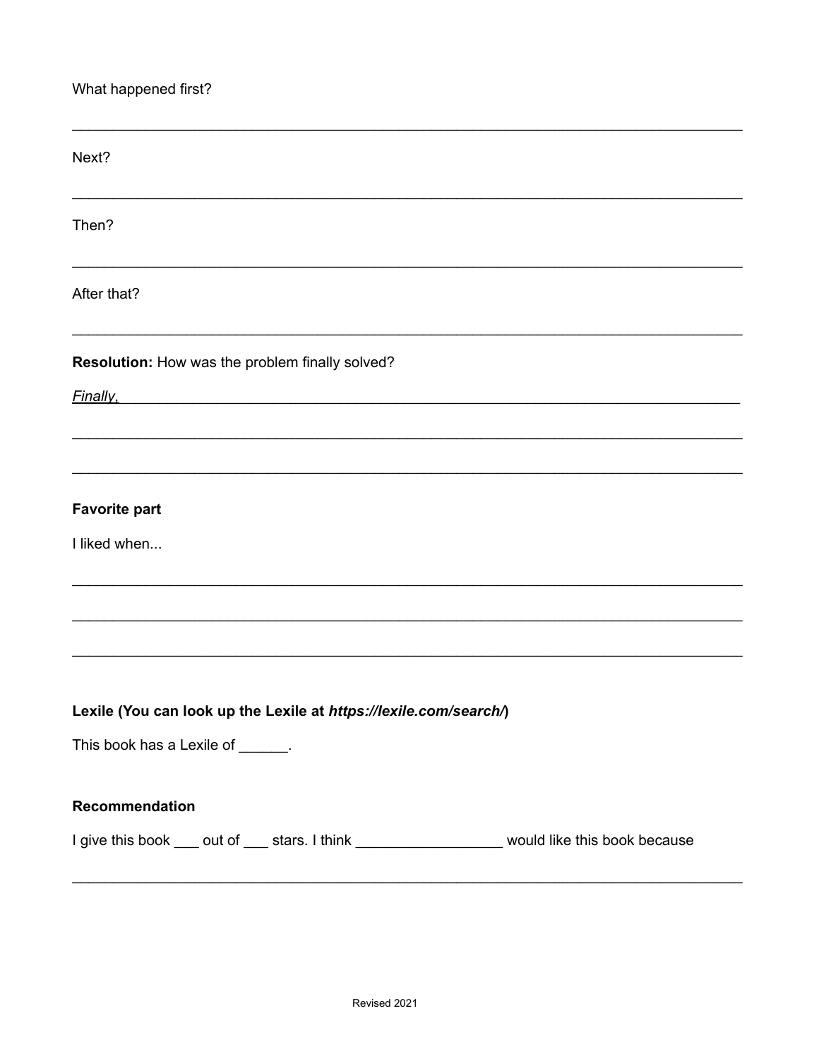What happened first?

___________________________________________________________________________

Next?

___________________________________________________________________________

Then?

___________________________________________________________________________

After that?

___________________________________________________________________________

**Resolution:** How was the problem finally solved?

*Finally,* ___________________________________________________________________

___________________________________________________________________________

___________________________________________________________________________

**Favorite part**

I liked when...

___________________________________________________________________________

___________________________________________________________________________

___________________________________________________________________________

**Lexile (You can look up the Lexile at *https://lexile.com/search/*)**

This book has a Lexile of ______.

**Recommendation**

I give this book ___ out of ___ stars. I think _________________ would like this book because

___________________________________________________________________________

Revised 2021